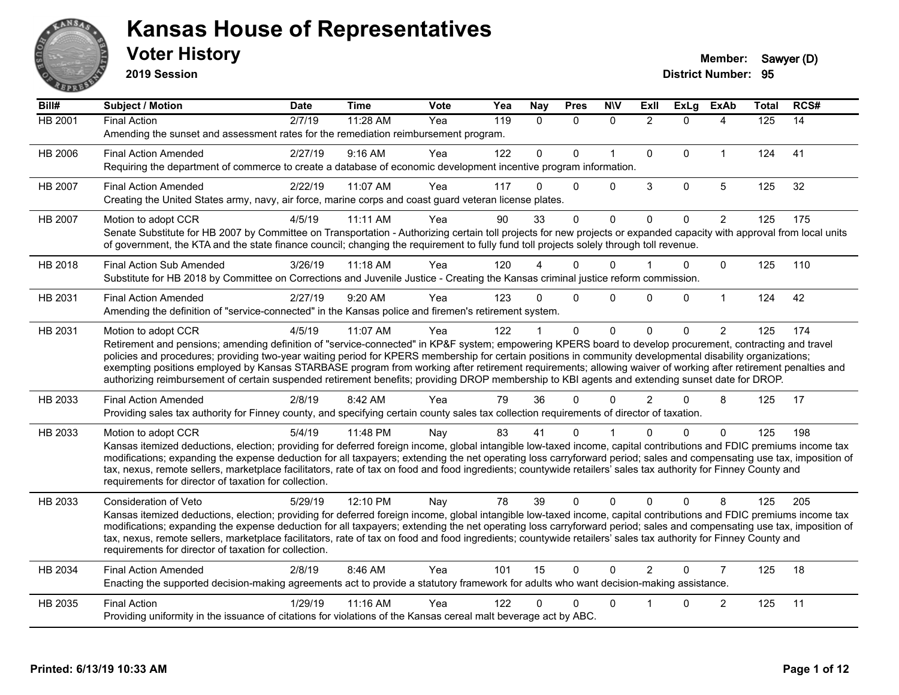# Kansas House of Representatives

## Voter History

**2019 Session**

**Member:** Sawyer (D)
**District Number:** 95

| Bill# | Subject / Motion | Date | Time | Vote | Yea | Nay | Pres | N\V | ExII | ExLg | ExAb | Total | RCS# |
|---|---|---|---|---|---|---|---|---|---|---|---|---|---|
| HB 2001 | Final Action | 2/7/19 | 11:28 AM | Yea | 119 | 0 | 0 | 0 | 2 | 0 | 4 | 125 | 14 |
| | Amending the sunset and assessment rates for the remediation reimbursement program. | | | | | | | | | | | | |
| HB 2006 | Final Action Amended | 2/27/19 | 9:16 AM | Yea | 122 | 0 | 0 | 1 | 0 | 0 | 1 | 124 | 41 |
| | Requiring the department of commerce to create a database of economic development incentive program information. | | | | | | | | | | | | |
| HB 2007 | Final Action Amended | 2/22/19 | 11:07 AM | Yea | 117 | 0 | 0 | 0 | 3 | 0 | 5 | 125 | 32 |
| | Creating the United States army, navy, air force, marine corps and coast guard veteran license plates. | | | | | | | | | | | | |
| HB 2007 | Motion to adopt CCR | 4/5/19 | 11:11 AM | Yea | 90 | 33 | 0 | 0 | 0 | 0 | 2 | 125 | 175 |
| | Senate Substitute for HB 2007 by Committee on Transportation - Authorizing certain toll projects for new projects or expanded capacity with approval from local units of government, the KTA and the state finance council; changing the requirement to fully fund toll projects solely through toll revenue. | | | | | | | | | | | | |
| HB 2018 | Final Action Sub Amended | 3/26/19 | 11:18 AM | Yea | 120 | 4 | 0 | 0 | 1 | 0 | 0 | 125 | 110 |
| | Substitute for HB 2018 by Committee on Corrections and Juvenile Justice - Creating the Kansas criminal justice reform commission. | | | | | | | | | | | | |
| HB 2031 | Final Action Amended | 2/27/19 | 9:20 AM | Yea | 123 | 0 | 0 | 0 | 0 | 0 | 1 | 124 | 42 |
| | Amending the definition of "service-connected" in the Kansas police and firemen's retirement system. | | | | | | | | | | | | |
| HB 2031 | Motion to adopt CCR | 4/5/19 | 11:07 AM | Yea | 122 | 1 | 0 | 0 | 0 | 0 | 2 | 125 | 174 |
| | Retirement and pensions; amending definition of "service-connected" in KP&F system; empowering KPERS board to develop procurement, contracting and travel policies and procedures; providing two-year waiting period for KPERS membership for certain positions in community developmental disability organizations; exempting positions employed by Kansas STARBASE program from working after retirement requirements; allowing waiver of working after retirement penalties and authorizing reimbursement of certain suspended retirement benefits; providing DROP membership to KBI agents and extending sunset date for DROP. | | | | | | | | | | | | |
| HB 2033 | Final Action Amended | 2/8/19 | 8:42 AM | Yea | 79 | 36 | 0 | 0 | 2 | 0 | 8 | 125 | 17 |
| | Providing sales tax authority for Finney county, and specifying certain county sales tax collection requirements of director of taxation. | | | | | | | | | | | | |
| HB 2033 | Motion to adopt CCR | 5/4/19 | 11:48 PM | Nay | 83 | 41 | 0 | 1 | 0 | 0 | 0 | 125 | 198 |
| | Kansas itemized deductions, election; providing for deferred foreign income, global intangible low-taxed income, capital contributions and FDIC premiums income tax modifications; expanding the expense deduction for all taxpayers; extending the net operating loss carryforward period; sales and compensating use tax, imposition of tax, nexus, remote sellers, marketplace facilitators, rate of tax on food and food ingredients; countywide retailers' sales tax authority for Finney County and requirements for director of taxation for collection. | | | | | | | | | | | | |
| HB 2033 | Consideration of Veto | 5/29/19 | 12:10 PM | Nay | 78 | 39 | 0 | 0 | 0 | 0 | 8 | 125 | 205 |
| | Kansas itemized deductions, election; providing for deferred foreign income, global intangible low-taxed income, capital contributions and FDIC premiums income tax modifications; expanding the expense deduction for all taxpayers; extending the net operating loss carryforward period; sales and compensating use tax, imposition of tax, nexus, remote sellers, marketplace facilitators, rate of tax on food and food ingredients; countywide retailers' sales tax authority for Finney County and requirements for director of taxation for collection. | | | | | | | | | | | | |
| HB 2034 | Final Action Amended | 2/8/19 | 8:46 AM | Yea | 101 | 15 | 0 | 0 | 2 | 0 | 7 | 125 | 18 |
| | Enacting the supported decision-making agreements act to provide a statutory framework for adults who want decision-making assistance. | | | | | | | | | | | | |
| HB 2035 | Final Action | 1/29/19 | 11:16 AM | Yea | 122 | 0 | 0 | 0 | 1 | 0 | 2 | 125 | 11 |
| | Providing uniformity in the issuance of citations for violations of the Kansas cereal malt beverage act by ABC. | | | | | | | | | | | | |

**Printed: 6/13/19 10:33 AM**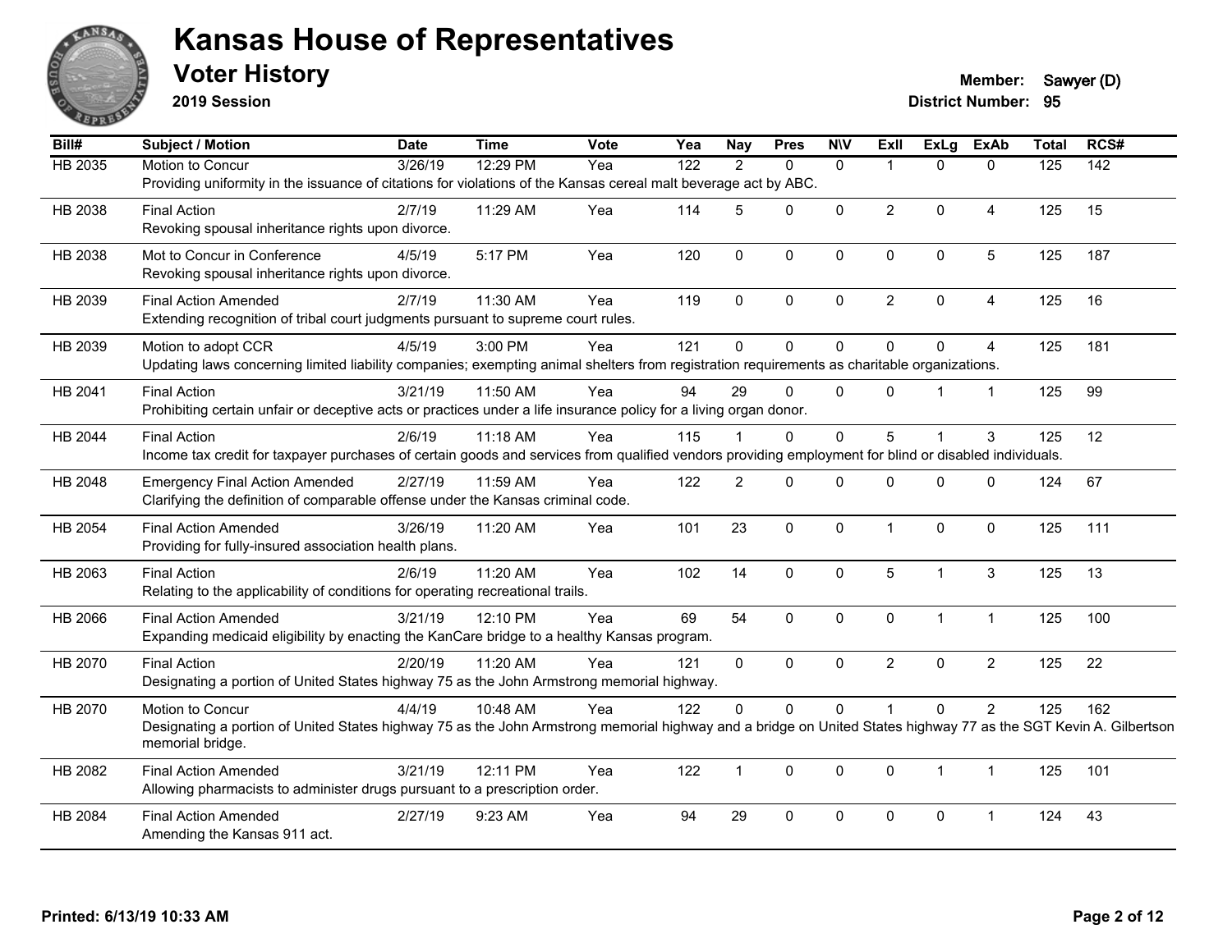# Kansas House of Representatives

## Voter History

**2019 Session**

**Member:** Sawyer (D)
**District Number:** 95

| Bill# | Subject / Motion | Date | Time | Vote | Yea | Nay | Pres | N\V | ExII | ExLg | ExAb | Total | RCS# |
|---|---|---|---|---|---|---|---|---|---|---|---|---|---|
| HB 2035 | Motion to Concur | 3/26/19 | 12:29 PM | Yea | 122 | 2 | 0 | 0 | 1 | 0 | 0 | 125 | 142 |
| | Providing uniformity in the issuance of citations for violations of the Kansas cereal malt beverage act by ABC. | | | | | | | | | | | | |
| HB 2038 | Final Action | 2/7/19 | 11:29 AM | Yea | 114 | 5 | 0 | 0 | 2 | 0 | 4 | 125 | 15 |
| | Revoking spousal inheritance rights upon divorce. | | | | | | | | | | | | |
| HB 2038 | Mot to Concur in Conference | 4/5/19 | 5:17 PM | Yea | 120 | 0 | 0 | 0 | 0 | 0 | 5 | 125 | 187 |
| | Revoking spousal inheritance rights upon divorce. | | | | | | | | | | | | |
| HB 2039 | Final Action Amended | 2/7/19 | 11:30 AM | Yea | 119 | 0 | 0 | 0 | 2 | 0 | 4 | 125 | 16 |
| | Extending recognition of tribal court judgments pursuant to supreme court rules. | | | | | | | | | | | | |
| HB 2039 | Motion to adopt CCR | 4/5/19 | 3:00 PM | Yea | 121 | 0 | 0 | 0 | 0 | 0 | 4 | 125 | 181 |
| | Updating laws concerning limited liability companies; exempting animal shelters from registration requirements as charitable organizations. | | | | | | | | | | | | |
| HB 2041 | Final Action | 3/21/19 | 11:50 AM | Yea | 94 | 29 | 0 | 0 | 0 | 1 | 1 | 125 | 99 |
| | Prohibiting certain unfair or deceptive acts or practices under a life insurance policy for a living organ donor. | | | | | | | | | | | | |
| HB 2044 | Final Action | 2/6/19 | 11:18 AM | Yea | 115 | 1 | 0 | 0 | 5 | 1 | 3 | 125 | 12 |
| | Income tax credit for taxpayer purchases of certain goods and services from qualified vendors providing employment for blind or disabled individuals. | | | | | | | | | | | | |
| HB 2048 | Emergency Final Action Amended | 2/27/19 | 11:59 AM | Yea | 122 | 2 | 0 | 0 | 0 | 0 | 0 | 124 | 67 |
| | Clarifying the definition of comparable offense under the Kansas criminal code. | | | | | | | | | | | | |
| HB 2054 | Final Action Amended | 3/26/19 | 11:20 AM | Yea | 101 | 23 | 0 | 0 | 1 | 0 | 0 | 125 | 111 |
| | Providing for fully-insured association health plans. | | | | | | | | | | | | |
| HB 2063 | Final Action | 2/6/19 | 11:20 AM | Yea | 102 | 14 | 0 | 0 | 5 | 1 | 3 | 125 | 13 |
| | Relating to the applicability of conditions for operating recreational trails. | | | | | | | | | | | | |
| HB 2066 | Final Action Amended | 3/21/19 | 12:10 PM | Yea | 69 | 54 | 0 | 0 | 0 | 1 | 1 | 125 | 100 |
| | Expanding medicaid eligibility by enacting the KanCare bridge to a healthy Kansas program. | | | | | | | | | | | | |
| HB 2070 | Final Action | 2/20/19 | 11:20 AM | Yea | 121 | 0 | 0 | 0 | 2 | 0 | 2 | 125 | 22 |
| | Designating a portion of United States highway 75 as the John Armstrong memorial highway. | | | | | | | | | | | | |
| HB 2070 | Motion to Concur | 4/4/19 | 10:48 AM | Yea | 122 | 0 | 0 | 0 | 1 | 0 | 2 | 125 | 162 |
| | Designating a portion of United States highway 75 as the John Armstrong memorial highway and a bridge on United States highway 77 as the SGT Kevin A. Gilbertson memorial bridge. | | | | | | | | | | | | |
| HB 2082 | Final Action Amended | 3/21/19 | 12:11 PM | Yea | 122 | 1 | 0 | 0 | 0 | 1 | 1 | 125 | 101 |
| | Allowing pharmacists to administer drugs pursuant to a prescription order. | | | | | | | | | | | | |
| HB 2084 | Final Action Amended | 2/27/19 | 9:23 AM | Yea | 94 | 29 | 0 | 0 | 0 | 0 | 1 | 124 | 43 |
| | Amending the Kansas 911 act. | | | | | | | | | | | | |

Printed: 6/13/19 10:33 AM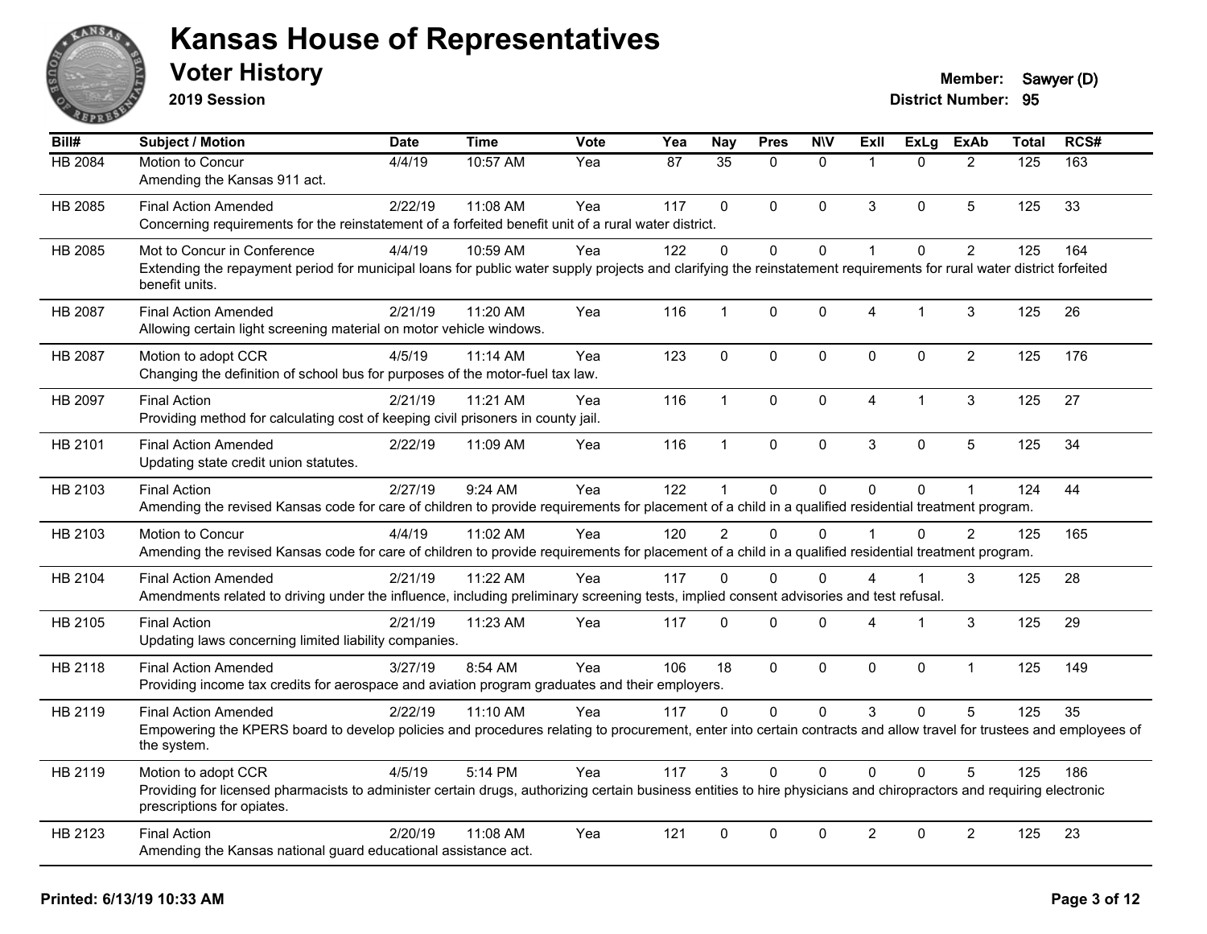# Kansas House of Representatives

## Voter History

**2019 Session**

**Member:** Sawyer (D)
**District Number:** 95

| Bill# | Subject / Motion | Date | Time | Vote | Yea | Nay | Pres | N\V | ExII | ExLg | ExAb | Total | RCS# |
|---|---|---|---|---|---|---|---|---|---|---|---|---|---|
| HB 2084 | Motion to Concur<br>Amending the Kansas 911 act. | 4/4/19 | 10:57 AM | Yea | 87 | 35 | 0 | 0 | 1 | 0 | 2 | 125 | 163 |
| HB 2085 | Final Action Amended<br>Concerning requirements for the reinstatement of a forfeited benefit unit of a rural water district. | 2/22/19 | 11:08 AM | Yea | 117 | 0 | 0 | 0 | 3 | 0 | 5 | 125 | 33 |
| HB 2085 | Mot to Concur in Conference<br>Extending the repayment period for municipal loans for public water supply projects and clarifying the reinstatement requirements for rural water district forfeited benefit units. | 4/4/19 | 10:59 AM | Yea | 122 | 0 | 0 | 0 | 1 | 0 | 2 | 125 | 164 |
| HB 2087 | Final Action Amended<br>Allowing certain light screening material on motor vehicle windows. | 2/21/19 | 11:20 AM | Yea | 116 | 1 | 0 | 0 | 4 | 1 | 3 | 125 | 26 |
| HB 2087 | Motion to adopt CCR<br>Changing the definition of school bus for purposes of the motor-fuel tax law. | 4/5/19 | 11:14 AM | Yea | 123 | 0 | 0 | 0 | 0 | 0 | 2 | 125 | 176 |
| HB 2097 | Final Action<br>Providing method for calculating cost of keeping civil prisoners in county jail. | 2/21/19 | 11:21 AM | Yea | 116 | 1 | 0 | 0 | 4 | 1 | 3 | 125 | 27 |
| HB 2101 | Final Action Amended<br>Updating state credit union statutes. | 2/22/19 | 11:09 AM | Yea | 116 | 1 | 0 | 0 | 3 | 0 | 5 | 125 | 34 |
| HB 2103 | Final Action<br>Amending the revised Kansas code for care of children to provide requirements for placement of a child in a qualified residential treatment program. | 2/27/19 | 9:24 AM | Yea | 122 | 1 | 0 | 0 | 0 | 0 | 1 | 124 | 44 |
| HB 2103 | Motion to Concur<br>Amending the revised Kansas code for care of children to provide requirements for placement of a child in a qualified residential treatment program. | 4/4/19 | 11:02 AM | Yea | 120 | 2 | 0 | 0 | 1 | 0 | 2 | 125 | 165 |
| HB 2104 | Final Action Amended<br>Amendments related to driving under the influence, including preliminary screening tests, implied consent advisories and test refusal. | 2/21/19 | 11:22 AM | Yea | 117 | 0 | 0 | 0 | 4 | 1 | 3 | 125 | 28 |
| HB 2105 | Final Action<br>Updating laws concerning limited liability companies. | 2/21/19 | 11:23 AM | Yea | 117 | 0 | 0 | 0 | 4 | 1 | 3 | 125 | 29 |
| HB 2118 | Final Action Amended<br>Providing income tax credits for aerospace and aviation program graduates and their employers. | 3/27/19 | 8:54 AM | Yea | 106 | 18 | 0 | 0 | 0 | 0 | 1 | 125 | 149 |
| HB 2119 | Final Action Amended<br>Empowering the KPERS board to develop policies and procedures relating to procurement, enter into certain contracts and allow travel for trustees and employees of the system. | 2/22/19 | 11:10 AM | Yea | 117 | 0 | 0 | 0 | 3 | 0 | 5 | 125 | 35 |
| HB 2119 | Motion to adopt CCR<br>Providing for licensed pharmacists to administer certain drugs, authorizing certain business entities to hire physicians and chiropractors and requiring electronic prescriptions for opiates. | 4/5/19 | 5:14 PM | Yea | 117 | 3 | 0 | 0 | 0 | 0 | 5 | 125 | 186 |
| HB 2123 | Final Action<br>Amending the Kansas national guard educational assistance act. | 2/20/19 | 11:08 AM | Yea | 121 | 0 | 0 | 0 | 2 | 0 | 2 | 125 | 23 |

**Printed: 6/13/19 10:33 AM**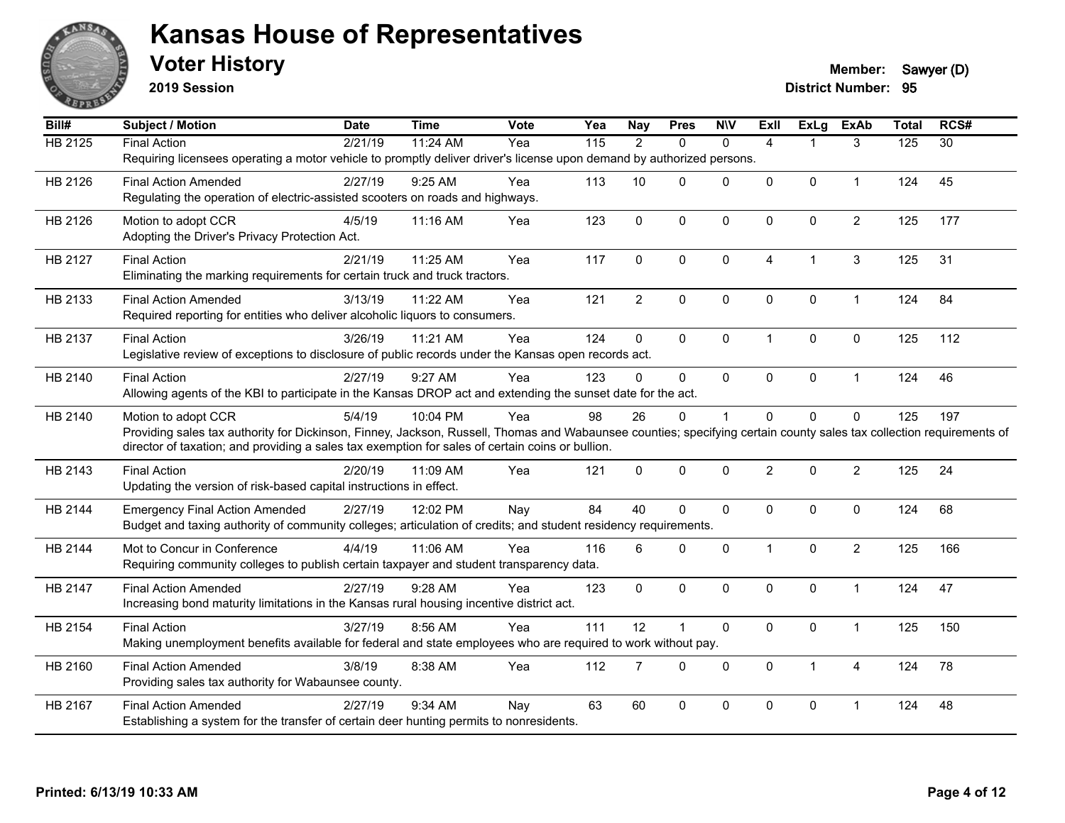# Kansas House of Representatives

## Voter History

**2019 Session**

**Member:** Sawyer (D)
**District Number:** 95

| Bill# | Subject / Motion | Date | Time | Vote | Yea | Nay | Pres | N\V | ExIl | ExLg | ExAb | Total | RCS# |
|---|---|---|---|---|---|---|---|---|---|---|---|---|---|
| HB 2125 | Final Action | 2/21/19 | 11:24 AM | Yea | 115 | 2 | 0 | 0 | 4 | 1 | 3 | 125 | 30 |
| | Requiring licensees operating a motor vehicle to promptly deliver driver's license upon demand by authorized persons. | | | | | | | | | | | | |
| HB 2126 | Final Action Amended | 2/27/19 | 9:25 AM | Yea | 113 | 10 | 0 | 0 | 0 | 0 | 1 | 124 | 45 |
| | Regulating the operation of electric-assisted scooters on roads and highways. | | | | | | | | | | | | |
| HB 2126 | Motion to adopt CCR | 4/5/19 | 11:16 AM | Yea | 123 | 0 | 0 | 0 | 0 | 0 | 2 | 125 | 177 |
| | Adopting the Driver's Privacy Protection Act. | | | | | | | | | | | | |
| HB 2127 | Final Action | 2/21/19 | 11:25 AM | Yea | 117 | 0 | 0 | 0 | 4 | 1 | 3 | 125 | 31 |
| | Eliminating the marking requirements for certain truck and truck tractors. | | | | | | | | | | | | |
| HB 2133 | Final Action Amended | 3/13/19 | 11:22 AM | Yea | 121 | 2 | 0 | 0 | 0 | 0 | 1 | 124 | 84 |
| | Required reporting for entities who deliver alcoholic liquors to consumers. | | | | | | | | | | | | |
| HB 2137 | Final Action | 3/26/19 | 11:21 AM | Yea | 124 | 0 | 0 | 0 | 1 | 0 | 0 | 125 | 112 |
| | Legislative review of exceptions to disclosure of public records under the Kansas open records act. | | | | | | | | | | | | |
| HB 2140 | Final Action | 2/27/19 | 9:27 AM | Yea | 123 | 0 | 0 | 0 | 0 | 0 | 1 | 124 | 46 |
| | Allowing agents of the KBI to participate in the Kansas DROP act and extending the sunset date for the act. | | | | | | | | | | | | |
| HB 2140 | Motion to adopt CCR | 5/4/19 | 10:04 PM | Yea | 98 | 26 | 0 | 1 | 0 | 0 | 0 | 125 | 197 |
| | Providing sales tax authority for Dickinson, Finney, Jackson, Russell, Thomas and Wabaunsee counties; specifying certain county sales tax collection requirements of director of taxation; and providing a sales tax exemption for sales of certain coins or bullion. | | | | | | | | | | | | |
| HB 2143 | Final Action | 2/20/19 | 11:09 AM | Yea | 121 | 0 | 0 | 0 | 2 | 0 | 2 | 125 | 24 |
| | Updating the version of risk-based capital instructions in effect. | | | | | | | | | | | | |
| HB 2144 | Emergency Final Action Amended | 2/27/19 | 12:02 PM | Nay | 84 | 40 | 0 | 0 | 0 | 0 | 0 | 124 | 68 |
| | Budget and taxing authority of community colleges; articulation of credits; and student residency requirements. | | | | | | | | | | | | |
| HB 2144 | Mot to Concur in Conference | 4/4/19 | 11:06 AM | Yea | 116 | 6 | 0 | 0 | 1 | 0 | 2 | 125 | 166 |
| | Requiring community colleges to publish certain taxpayer and student transparency data. | | | | | | | | | | | | |
| HB 2147 | Final Action Amended | 2/27/19 | 9:28 AM | Yea | 123 | 0 | 0 | 0 | 0 | 0 | 1 | 124 | 47 |
| | Increasing bond maturity limitations in the Kansas rural housing incentive district act. | | | | | | | | | | | | |
| HB 2154 | Final Action | 3/27/19 | 8:56 AM | Yea | 111 | 12 | 1 | 0 | 0 | 0 | 1 | 125 | 150 |
| | Making unemployment benefits available for federal and state employees who are required to work without pay. | | | | | | | | | | | | |
| HB 2160 | Final Action Amended | 3/8/19 | 8:38 AM | Yea | 112 | 7 | 0 | 0 | 0 | 1 | 4 | 124 | 78 |
| | Providing sales tax authority for Wabaunsee county. | | | | | | | | | | | | |
| HB 2167 | Final Action Amended | 2/27/19 | 9:34 AM | Nay | 63 | 60 | 0 | 0 | 0 | 0 | 1 | 124 | 48 |
| | Establishing a system for the transfer of certain deer hunting permits to nonresidents. | | | | | | | | | | | | |

**Printed: 6/13/19 10:33 AM**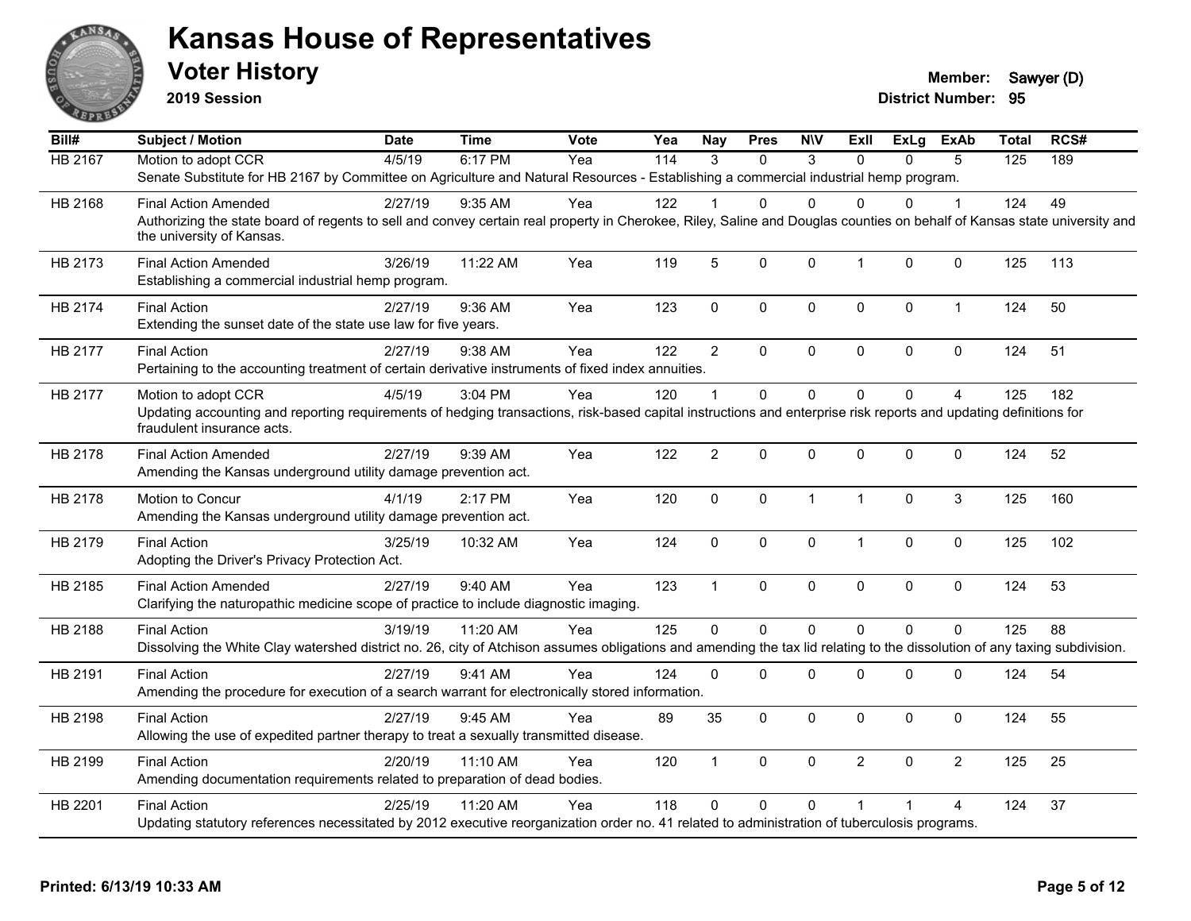# Kansas House of Representatives

## Voter History

**2019 Session**

**Member:** Sawyer (D)
**District Number:** 95

| Bill# | Subject / Motion | Date | Time | Vote | Yea | Nay | Pres | N\V | ExIl | ExLg | ExAb | Total | RCS# |
|---|---|---|---|---|---|---|---|---|---|---|---|---|---|
| HB 2167 | Motion to adopt CCR | 4/5/19 | 6:17 PM | Yea | 114 | 3 | 0 | 3 | 0 | 0 | 5 | 125 | 189 |
| | Senate Substitute for HB 2167 by Committee on Agriculture and Natural Resources - Establishing a commercial industrial hemp program. | | | | | | | | | | | | |
| HB 2168 | Final Action Amended | 2/27/19 | 9:35 AM | Yea | 122 | 1 | 0 | 0 | 0 | 0 | 1 | 124 | 49 |
| | Authorizing the state board of regents to sell and convey certain real property in Cherokee, Riley, Saline and Douglas counties on behalf of Kansas state university and the university of Kansas. | | | | | | | | | | | | |
| HB 2173 | Final Action Amended | 3/26/19 | 11:22 AM | Yea | 119 | 5 | 0 | 0 | 1 | 0 | 0 | 125 | 113 |
| | Establishing a commercial industrial hemp program. | | | | | | | | | | | | |
| HB 2174 | Final Action | 2/27/19 | 9:36 AM | Yea | 123 | 0 | 0 | 0 | 0 | 0 | 1 | 124 | 50 |
| | Extending the sunset date of the state use law for five years. | | | | | | | | | | | | |
| HB 2177 | Final Action | 2/27/19 | 9:38 AM | Yea | 122 | 2 | 0 | 0 | 0 | 0 | 0 | 124 | 51 |
| | Pertaining to the accounting treatment of certain derivative instruments of fixed index annuities. | | | | | | | | | | | | |
| HB 2177 | Motion to adopt CCR | 4/5/19 | 3:04 PM | Yea | 120 | 1 | 0 | 0 | 0 | 0 | 4 | 125 | 182 |
| | Updating accounting and reporting requirements of hedging transactions, risk-based capital instructions and enterprise risk reports and updating definitions for fraudulent insurance acts. | | | | | | | | | | | | |
| HB 2178 | Final Action Amended | 2/27/19 | 9:39 AM | Yea | 122 | 2 | 0 | 0 | 0 | 0 | 0 | 124 | 52 |
| | Amending the Kansas underground utility damage prevention act. | | | | | | | | | | | | |
| HB 2178 | Motion to Concur | 4/1/19 | 2:17 PM | Yea | 120 | 0 | 0 | 1 | 1 | 0 | 3 | 125 | 160 |
| | Amending the Kansas underground utility damage prevention act. | | | | | | | | | | | | |
| HB 2179 | Final Action | 3/25/19 | 10:32 AM | Yea | 124 | 0 | 0 | 0 | 1 | 0 | 0 | 125 | 102 |
| | Adopting the Driver's Privacy Protection Act. | | | | | | | | | | | | |
| HB 2185 | Final Action Amended | 2/27/19 | 9:40 AM | Yea | 123 | 1 | 0 | 0 | 0 | 0 | 0 | 124 | 53 |
| | Clarifying the naturopathic medicine scope of practice to include diagnostic imaging. | | | | | | | | | | | | |
| HB 2188 | Final Action | 3/19/19 | 11:20 AM | Yea | 125 | 0 | 0 | 0 | 0 | 0 | 0 | 125 | 88 |
| | Dissolving the White Clay watershed district no. 26, city of Atchison assumes obligations and amending the tax lid relating to the dissolution of any taxing subdivision. | | | | | | | | | | | | |
| HB 2191 | Final Action | 2/27/19 | 9:41 AM | Yea | 124 | 0 | 0 | 0 | 0 | 0 | 0 | 124 | 54 |
| | Amending the procedure for execution of a search warrant for electronically stored information. | | | | | | | | | | | | |
| HB 2198 | Final Action | 2/27/19 | 9:45 AM | Yea | 89 | 35 | 0 | 0 | 0 | 0 | 0 | 124 | 55 |
| | Allowing the use of expedited partner therapy to treat a sexually transmitted disease. | | | | | | | | | | | | |
| HB 2199 | Final Action | 2/20/19 | 11:10 AM | Yea | 120 | 1 | 0 | 0 | 2 | 0 | 2 | 125 | 25 |
| | Amending documentation requirements related to preparation of dead bodies. | | | | | | | | | | | | |
| HB 2201 | Final Action | 2/25/19 | 11:20 AM | Yea | 118 | 0 | 0 | 0 | 1 | 1 | 4 | 124 | 37 |
| | Updating statutory references necessitated by 2012 executive reorganization order no. 41 related to administration of tuberculosis programs. | | | | | | | | | | | | |

**Printed: 6/13/19 10:33 AM**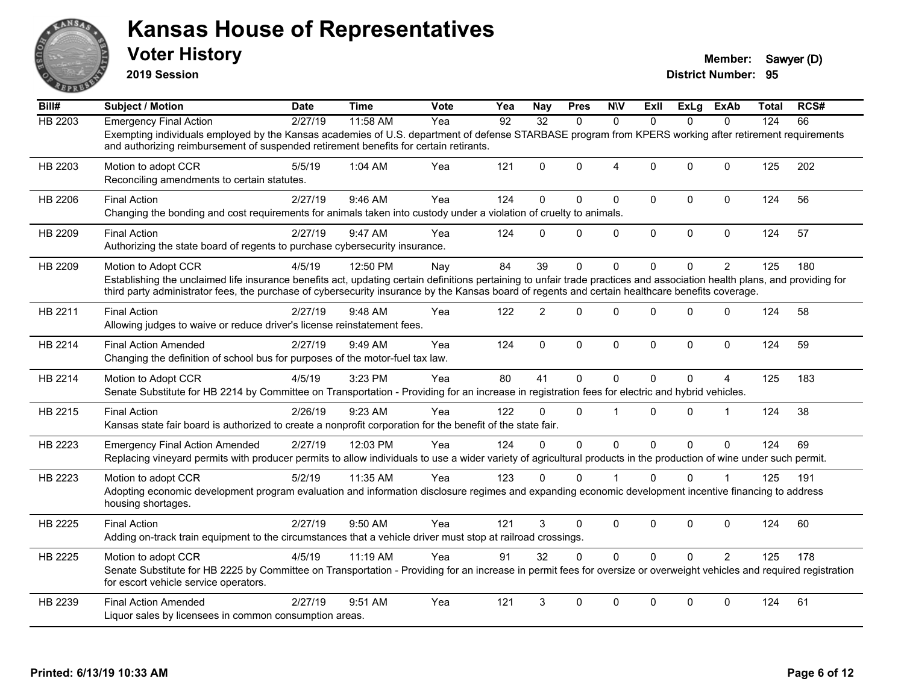# Kansas House of Representatives

## Voter History

**2019 Session**

**Member:** Sawyer (D)
**District Number:** 95

| Bill# | Subject / Motion | Date | Time | Vote | Yea | Nay | Pres | N\V | ExII | ExLg | ExAb | Total | RCS# |
|---|---|---|---|---|---|---|---|---|---|---|---|---|---|
| HB 2203 | Emergency Final Action | 2/27/19 | 11:58 AM | Yea | 92 | 32 | 0 | 0 | 0 | 0 | 0 | 124 | 66 |
| | Exempting individuals employed by the Kansas academies of U.S. department of defense STARBASE program from KPERS working after retirement requirements and authorizing reimbursement of suspended retirement benefits for certain retirants. | | | | | | | | | | | | |
| HB 2203 | Motion to adopt CCR | 5/5/19 | 1:04 AM | Yea | 121 | 0 | 0 | 4 | 0 | 0 | 0 | 125 | 202 |
| | Reconciling amendments to certain statutes. | | | | | | | | | | | | |
| HB 2206 | Final Action | 2/27/19 | 9:46 AM | Yea | 124 | 0 | 0 | 0 | 0 | 0 | 0 | 124 | 56 |
| | Changing the bonding and cost requirements for animals taken into custody under a violation of cruelty to animals. | | | | | | | | | | | | |
| HB 2209 | Final Action | 2/27/19 | 9:47 AM | Yea | 124 | 0 | 0 | 0 | 0 | 0 | 0 | 124 | 57 |
| | Authorizing the state board of regents to purchase cybersecurity insurance. | | | | | | | | | | | | |
| HB 2209 | Motion to Adopt CCR | 4/5/19 | 12:50 PM | Nay | 84 | 39 | 0 | 0 | 0 | 0 | 2 | 125 | 180 |
| | Establishing the unclaimed life insurance benefits act, updating certain definitions pertaining to unfair trade practices and association health plans, and providing for third party administrator fees, the purchase of cybersecurity insurance by the Kansas board of regents and certain healthcare benefits coverage. | | | | | | | | | | | | |
| HB 2211 | Final Action | 2/27/19 | 9:48 AM | Yea | 122 | 2 | 0 | 0 | 0 | 0 | 0 | 124 | 58 |
| | Allowing judges to waive or reduce driver's license reinstatement fees. | | | | | | | | | | | | |
| HB 2214 | Final Action Amended | 2/27/19 | 9:49 AM | Yea | 124 | 0 | 0 | 0 | 0 | 0 | 0 | 124 | 59 |
| | Changing the definition of school bus for purposes of the motor-fuel tax law. | | | | | | | | | | | | |
| HB 2214 | Motion to Adopt CCR | 4/5/19 | 3:23 PM | Yea | 80 | 41 | 0 | 0 | 0 | 0 | 4 | 125 | 183 |
| | Senate Substitute for HB 2214 by Committee on Transportation - Providing for an increase in registration fees for electric and hybrid vehicles. | | | | | | | | | | | | |
| HB 2215 | Final Action | 2/26/19 | 9:23 AM | Yea | 122 | 0 | 0 | 1 | 0 | 0 | 1 | 124 | 38 |
| | Kansas state fair board is authorized to create a nonprofit corporation for the benefit of the state fair. | | | | | | | | | | | | |
| HB 2223 | Emergency Final Action Amended | 2/27/19 | 12:03 PM | Yea | 124 | 0 | 0 | 0 | 0 | 0 | 0 | 124 | 69 |
| | Replacing vineyard permits with producer permits to allow individuals to use a wider variety of agricultural products in the production of wine under such permit. | | | | | | | | | | | | |
| HB 2223 | Motion to adopt CCR | 5/2/19 | 11:35 AM | Yea | 123 | 0 | 0 | 1 | 0 | 0 | 1 | 125 | 191 |
| | Adopting economic development program evaluation and information disclosure regimes and expanding economic development incentive financing to address housing shortages. | | | | | | | | | | | | |
| HB 2225 | Final Action | 2/27/19 | 9:50 AM | Yea | 121 | 3 | 0 | 0 | 0 | 0 | 0 | 124 | 60 |
| | Adding on-track train equipment to the circumstances that a vehicle driver must stop at railroad crossings. | | | | | | | | | | | | |
| HB 2225 | Motion to adopt CCR | 4/5/19 | 11:19 AM | Yea | 91 | 32 | 0 | 0 | 0 | 0 | 2 | 125 | 178 |
| | Senate Substitute for HB 2225 by Committee on Transportation - Providing for an increase in permit fees for oversize or overweight vehicles and required registration for escort vehicle service operators. | | | | | | | | | | | | |
| HB 2239 | Final Action Amended | 2/27/19 | 9:51 AM | Yea | 121 | 3 | 0 | 0 | 0 | 0 | 0 | 124 | 61 |
| | Liquor sales by licensees in common consumption areas. | | | | | | | | | | | | |

**Printed: 6/13/19 10:33 AM**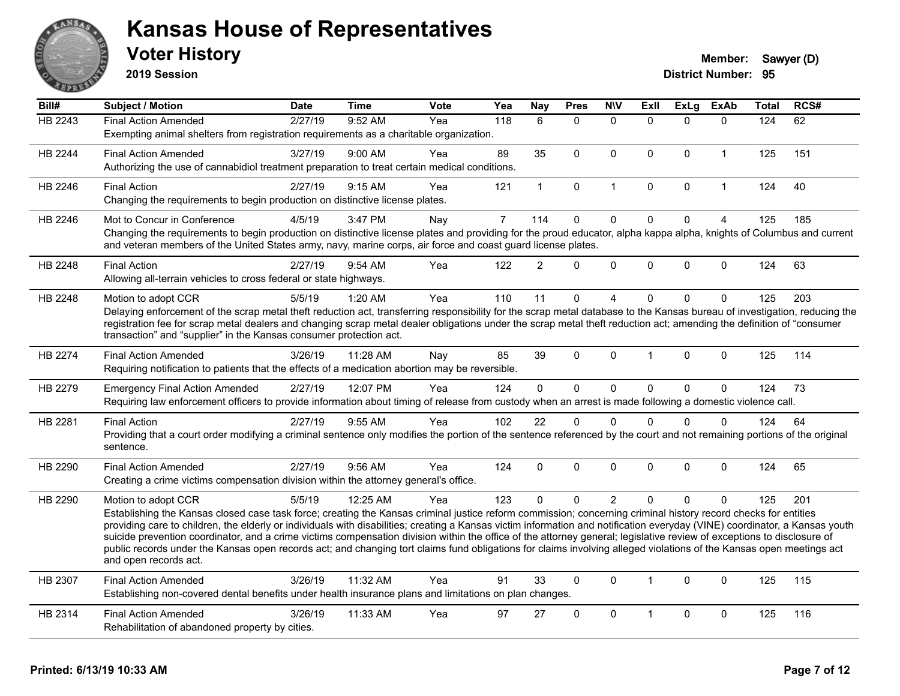# Kansas House of Representatives

## Voter History

**2019 Session**

**Member:** Sawyer (D)
**District Number:** 95

| Bill# | Subject / Motion | Date | Time | Vote | Yea | Nay | Pres | N\V | ExII | ExLg | ExAb | Total | RCS# |
|---|---|---|---|---|---|---|---|---|---|---|---|---|---|
| HB 2243 | Final Action Amended | 2/27/19 | 9:52 AM | Yea | 118 | 6 | 0 | 0 | 0 | 0 | 0 | 124 | 62 |
| | Exempting animal shelters from registration requirements as a charitable organization. | | | | | | | | | | | | |
| HB 2244 | Final Action Amended | 3/27/19 | 9:00 AM | Yea | 89 | 35 | 0 | 0 | 0 | 0 | 1 | 125 | 151 |
| | Authorizing the use of cannabidiol treatment preparation to treat certain medical conditions. | | | | | | | | | | | | |
| HB 2246 | Final Action | 2/27/19 | 9:15 AM | Yea | 121 | 1 | 0 | 1 | 0 | 0 | 1 | 124 | 40 |
| | Changing the requirements to begin production on distinctive license plates. | | | | | | | | | | | | |
| HB 2246 | Mot to Concur in Conference | 4/5/19 | 3:47 PM | Nay | 7 | 114 | 0 | 0 | 0 | 0 | 4 | 125 | 185 |
| | Changing the requirements to begin production on distinctive license plates and providing for the proud educator, alpha kappa alpha, knights of Columbus and current and veteran members of the United States army, navy, marine corps, air force and coast guard license plates. | | | | | | | | | | | | |
| HB 2248 | Final Action | 2/27/19 | 9:54 AM | Yea | 122 | 2 | 0 | 0 | 0 | 0 | 0 | 124 | 63 |
| | Allowing all-terrain vehicles to cross federal or state highways. | | | | | | | | | | | | |
| HB 2248 | Motion to adopt CCR | 5/5/19 | 1:20 AM | Yea | 110 | 11 | 0 | 4 | 0 | 0 | 0 | 125 | 203 |
| | Delaying enforcement of the scrap metal theft reduction act, transferring responsibility for the scrap metal database to the Kansas bureau of investigation, reducing the registration fee for scrap metal dealers and changing scrap metal dealer obligations under the scrap metal theft reduction act; amending the definition of "consumer transaction" and "supplier" in the Kansas consumer protection act. | | | | | | | | | | | | |
| HB 2274 | Final Action Amended | 3/26/19 | 11:28 AM | Nay | 85 | 39 | 0 | 0 | 1 | 0 | 0 | 125 | 114 |
| | Requiring notification to patients that the effects of a medication abortion may be reversible. | | | | | | | | | | | | |
| HB 2279 | Emergency Final Action Amended | 2/27/19 | 12:07 PM | Yea | 124 | 0 | 0 | 0 | 0 | 0 | 0 | 124 | 73 |
| | Requiring law enforcement officers to provide information about timing of release from custody when an arrest is made following a domestic violence call. | | | | | | | | | | | | |
| HB 2281 | Final Action | 2/27/19 | 9:55 AM | Yea | 102 | 22 | 0 | 0 | 0 | 0 | 0 | 124 | 64 |
| | Providing that a court order modifying a criminal sentence only modifies the portion of the sentence referenced by the court and not remaining portions of the original sentence. | | | | | | | | | | | | |
| HB 2290 | Final Action Amended | 2/27/19 | 9:56 AM | Yea | 124 | 0 | 0 | 0 | 0 | 0 | 0 | 124 | 65 |
| | Creating a crime victims compensation division within the attorney general's office. | | | | | | | | | | | | |
| HB 2290 | Motion to adopt CCR | 5/5/19 | 12:25 AM | Yea | 123 | 0 | 0 | 2 | 0 | 0 | 0 | 125 | 201 |
| | Establishing the Kansas closed case task force; creating the Kansas criminal justice reform commission; concerning criminal history record checks for entities providing care to children, the elderly or individuals with disabilities; creating a Kansas victim information and notification everyday (VINE) coordinator, a Kansas youth suicide prevention coordinator, and a crime victims compensation division within the office of the attorney general; legislative review of exceptions to disclosure of public records under the Kansas open records act; and changing tort claims fund obligations for claims involving alleged violations of the Kansas open meetings act and open records act. | | | | | | | | | | | | |
| HB 2307 | Final Action Amended | 3/26/19 | 11:32 AM | Yea | 91 | 33 | 0 | 0 | 1 | 0 | 0 | 125 | 115 |
| | Establishing non-covered dental benefits under health insurance plans and limitations on plan changes. | | | | | | | | | | | | |
| HB 2314 | Final Action Amended | 3/26/19 | 11:33 AM | Yea | 97 | 27 | 0 | 0 | 1 | 0 | 0 | 125 | 116 |
| | Rehabilitation of abandoned property by cities. | | | | | | | | | | | | |

**Printed: 6/13/19 10:33 AM**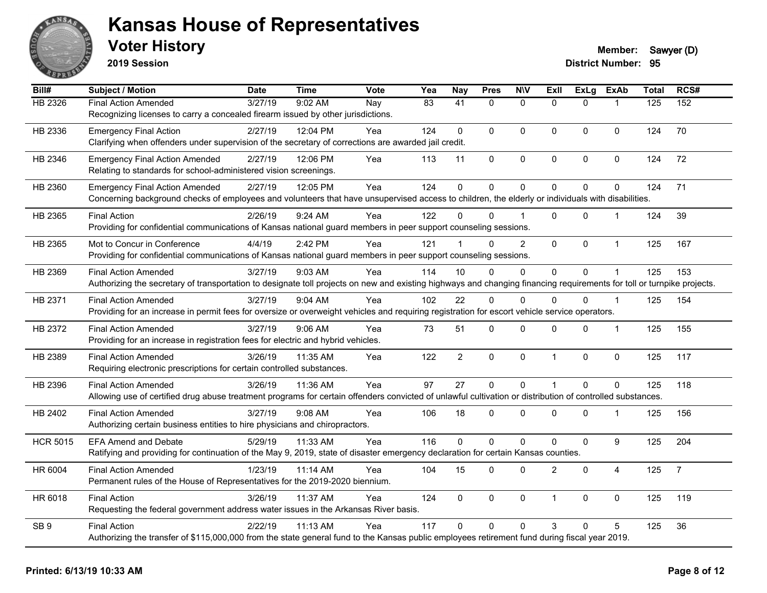# Kansas House of Representatives

## Voter History

**2019 Session**

**Member:** Sawyer (D)
**District Number:** 95

| Bill# | Subject / Motion | Date | Time | Vote | Yea | Nay | Pres | N\V | ExII | ExLg | ExAb | Total | RCS# |
|---|---|---|---|---|---|---|---|---|---|---|---|---|---|
| HB 2326 | Final Action Amended | 3/27/19 | 9:02 AM | Nay | 83 | 41 | 0 | 0 | 0 | 0 | 1 | 125 | 152 |
| | Recognizing licenses to carry a concealed firearm issued by other jurisdictions. | | | | | | | | | | | | |
| HB 2336 | Emergency Final Action | 2/27/19 | 12:04 PM | Yea | 124 | 0 | 0 | 0 | 0 | 0 | 0 | 124 | 70 |
| | Clarifying when offenders under supervision of the secretary of corrections are awarded jail credit. | | | | | | | | | | | | |
| HB 2346 | Emergency Final Action Amended | 2/27/19 | 12:06 PM | Yea | 113 | 11 | 0 | 0 | 0 | 0 | 0 | 124 | 72 |
| | Relating to standards for school-administered vision screenings. | | | | | | | | | | | | |
| HB 2360 | Emergency Final Action Amended | 2/27/19 | 12:05 PM | Yea | 124 | 0 | 0 | 0 | 0 | 0 | 0 | 124 | 71 |
| | Concerning background checks of employees and volunteers that have unsupervised access to children, the elderly or individuals with disabilities. | | | | | | | | | | | | |
| HB 2365 | Final Action | 2/26/19 | 9:24 AM | Yea | 122 | 0 | 0 | 1 | 0 | 0 | 1 | 124 | 39 |
| | Providing for confidential communications of Kansas national guard members in peer support counseling sessions. | | | | | | | | | | | | |
| HB 2365 | Mot to Concur in Conference | 4/4/19 | 2:42 PM | Yea | 121 | 1 | 0 | 2 | 0 | 0 | 1 | 125 | 167 |
| | Providing for confidential communications of Kansas national guard members in peer support counseling sessions. | | | | | | | | | | | | |
| HB 2369 | Final Action Amended | 3/27/19 | 9:03 AM | Yea | 114 | 10 | 0 | 0 | 0 | 0 | 1 | 125 | 153 |
| | Authorizing the secretary of transportation to designate toll projects on new and existing highways and changing financing requirements for toll or turnpike projects. | | | | | | | | | | | | |
| HB 2371 | Final Action Amended | 3/27/19 | 9:04 AM | Yea | 102 | 22 | 0 | 0 | 0 | 0 | 1 | 125 | 154 |
| | Providing for an increase in permit fees for oversize or overweight vehicles and requiring registration for escort vehicle service operators. | | | | | | | | | | | | |
| HB 2372 | Final Action Amended | 3/27/19 | 9:06 AM | Yea | 73 | 51 | 0 | 0 | 0 | 0 | 1 | 125 | 155 |
| | Providing for an increase in registration fees for electric and hybrid vehicles. | | | | | | | | | | | | |
| HB 2389 | Final Action Amended | 3/26/19 | 11:35 AM | Yea | 122 | 2 | 0 | 0 | 1 | 0 | 0 | 125 | 117 |
| | Requiring electronic prescriptions for certain controlled substances. | | | | | | | | | | | | |
| HB 2396 | Final Action Amended | 3/26/19 | 11:36 AM | Yea | 97 | 27 | 0 | 0 | 1 | 0 | 0 | 125 | 118 |
| | Allowing use of certified drug abuse treatment programs for certain offenders convicted of unlawful cultivation or distribution of controlled substances. | | | | | | | | | | | | |
| HB 2402 | Final Action Amended | 3/27/19 | 9:08 AM | Yea | 106 | 18 | 0 | 0 | 0 | 0 | 1 | 125 | 156 |
| | Authorizing certain business entities to hire physicians and chiropractors. | | | | | | | | | | | | |
| HCR 5015 | EFA Amend and Debate | 5/29/19 | 11:33 AM | Yea | 116 | 0 | 0 | 0 | 0 | 0 | 9 | 125 | 204 |
| | Ratifying and providing for continuation of the May 9, 2019, state of disaster emergency declaration for certain Kansas counties. | | | | | | | | | | | | |
| HR 6004 | Final Action Amended | 1/23/19 | 11:14 AM | Yea | 104 | 15 | 0 | 0 | 2 | 0 | 4 | 125 | 7 |
| | Permanent rules of the House of Representatives for the 2019-2020 biennium. | | | | | | | | | | | | |
| HR 6018 | Final Action | 3/26/19 | 11:37 AM | Yea | 124 | 0 | 0 | 0 | 1 | 0 | 0 | 125 | 119 |
| | Requesting the federal government address water issues in the Arkansas River basis. | | | | | | | | | | | | |
| SB 9 | Final Action | 2/22/19 | 11:13 AM | Yea | 117 | 0 | 0 | 0 | 3 | 0 | 5 | 125 | 36 |
| | Authorizing the transfer of $115,000,000 from the state general fund to the Kansas public employees retirement fund during fiscal year 2019. | | | | | | | | | | | | |

**Printed: 6/13/19 10:33 AM**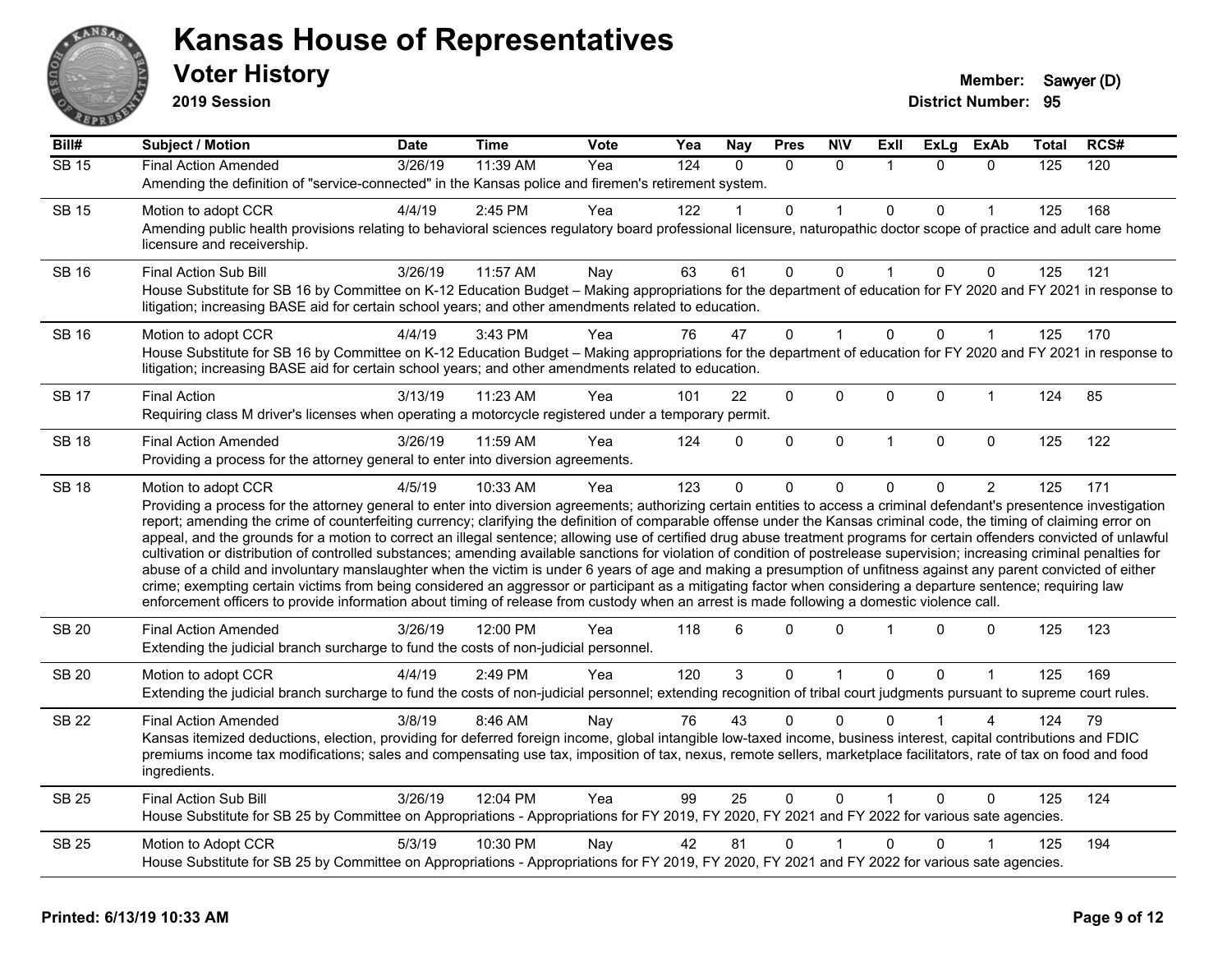# Kansas House of Representatives

## Voter History

**2019 Session**

**Member:** Sawyer (D)
**District Number:** 95

| Bill# | Subject / Motion | Date | Time | Vote | Yea | Nay | Pres | N\V | ExII | ExLg | ExAb | Total | RCS# |
|---|---|---|---|---|---|---|---|---|---|---|---|---|---|
| SB 15 | Final Action Amended | 3/26/19 | 11:39 AM | Yea | 124 | 0 | 0 | 0 | 1 | 0 | 0 | 125 | 120 |
| | Amending the definition of "service-connected" in the Kansas police and firemen's retirement system. | | | | | | | | | | | | |
| SB 15 | Motion to adopt CCR | 4/4/19 | 2:45 PM | Yea | 122 | 1 | 0 | 1 | 0 | 0 | 1 | 125 | 168 |
| | Amending public health provisions relating to behavioral sciences regulatory board professional licensure, naturopathic doctor scope of practice and adult care home licensure and receivership. | | | | | | | | | | | | |
| SB 16 | Final Action Sub Bill | 3/26/19 | 11:57 AM | Nay | 63 | 61 | 0 | 0 | 1 | 0 | 0 | 125 | 121 |
| | House Substitute for SB 16 by Committee on K-12 Education Budget – Making appropriations for the department of education for FY 2020 and FY 2021 in response to litigation; increasing BASE aid for certain school years; and other amendments related to education. | | | | | | | | | | | | |
| SB 16 | Motion to adopt CCR | 4/4/19 | 3:43 PM | Yea | 76 | 47 | 0 | 1 | 0 | 0 | 1 | 125 | 170 |
| | House Substitute for SB 16 by Committee on K-12 Education Budget – Making appropriations for the department of education for FY 2020 and FY 2021 in response to litigation; increasing BASE aid for certain school years; and other amendments related to education. | | | | | | | | | | | | |
| SB 17 | Final Action | 3/13/19 | 11:23 AM | Yea | 101 | 22 | 0 | 0 | 0 | 0 | 1 | 124 | 85 |
| | Requiring class M driver's licenses when operating a motorcycle registered under a temporary permit. | | | | | | | | | | | | |
| SB 18 | Final Action Amended | 3/26/19 | 11:59 AM | Yea | 124 | 0 | 0 | 0 | 1 | 0 | 0 | 125 | 122 |
| | Providing a process for the attorney general to enter into diversion agreements. | | | | | | | | | | | | |
| SB 18 | Motion to adopt CCR | 4/5/19 | 10:33 AM | Yea | 123 | 0 | 0 | 0 | 0 | 0 | 2 | 125 | 171 |
| | Providing a process for the attorney general to enter into diversion agreements; authorizing certain entities to access a criminal defendant's presentence investigation report; amending the crime of counterfeiting currency; clarifying the definition of comparable offense under the Kansas criminal code, the timing of claiming error on appeal, and the grounds for a motion to correct an illegal sentence; allowing use of certified drug abuse treatment programs for certain offenders convicted of unlawful cultivation or distribution of controlled substances; amending available sanctions for violation of condition of postrelease supervision; increasing criminal penalties for abuse of a child and involuntary manslaughter when the victim is under 6 years of age and making a presumption of unfitness against any parent convicted of either crime; exempting certain victims from being considered an aggressor or participant as a mitigating factor when considering a departure sentence; requiring law enforcement officers to provide information about timing of release from custody when an arrest is made following a domestic violence call. | | | | | | | | | | | | |
| SB 20 | Final Action Amended | 3/26/19 | 12:00 PM | Yea | 118 | 6 | 0 | 0 | 1 | 0 | 0 | 125 | 123 |
| | Extending the judicial branch surcharge to fund the costs of non-judicial personnel. | | | | | | | | | | | | |
| SB 20 | Motion to adopt CCR | 4/4/19 | 2:49 PM | Yea | 120 | 3 | 0 | 1 | 0 | 0 | 1 | 125 | 169 |
| | Extending the judicial branch surcharge to fund the costs of non-judicial personnel; extending recognition of tribal court judgments pursuant to supreme court rules. | | | | | | | | | | | | |
| SB 22 | Final Action Amended | 3/8/19 | 8:46 AM | Nay | 76 | 43 | 0 | 0 | 0 | 1 | 4 | 124 | 79 |
| | Kansas itemized deductions, election, providing for deferred foreign income, global intangible low-taxed income, business interest, capital contributions and FDIC premiums income tax modifications; sales and compensating use tax, imposition of tax, nexus, remote sellers, marketplace facilitators, rate of tax on food and food ingredients. | | | | | | | | | | | | |
| SB 25 | Final Action Sub Bill | 3/26/19 | 12:04 PM | Yea | 99 | 25 | 0 | 0 | 1 | 0 | 0 | 125 | 124 |
| | House Substitute for SB 25 by Committee on Appropriations - Appropriations for FY 2019, FY 2020, FY 2021 and FY 2022 for various sate agencies. | | | | | | | | | | | | |
| SB 25 | Motion to Adopt CCR | 5/3/19 | 10:30 PM | Nay | 42 | 81 | 0 | 1 | 0 | 0 | 1 | 125 | 194 |
| | House Substitute for SB 25 by Committee on Appropriations - Appropriations for FY 2019, FY 2020, FY 2021 and FY 2022 for various sate agencies. | | | | | | | | | | | | |

**Printed: 6/13/19 10:33 AM**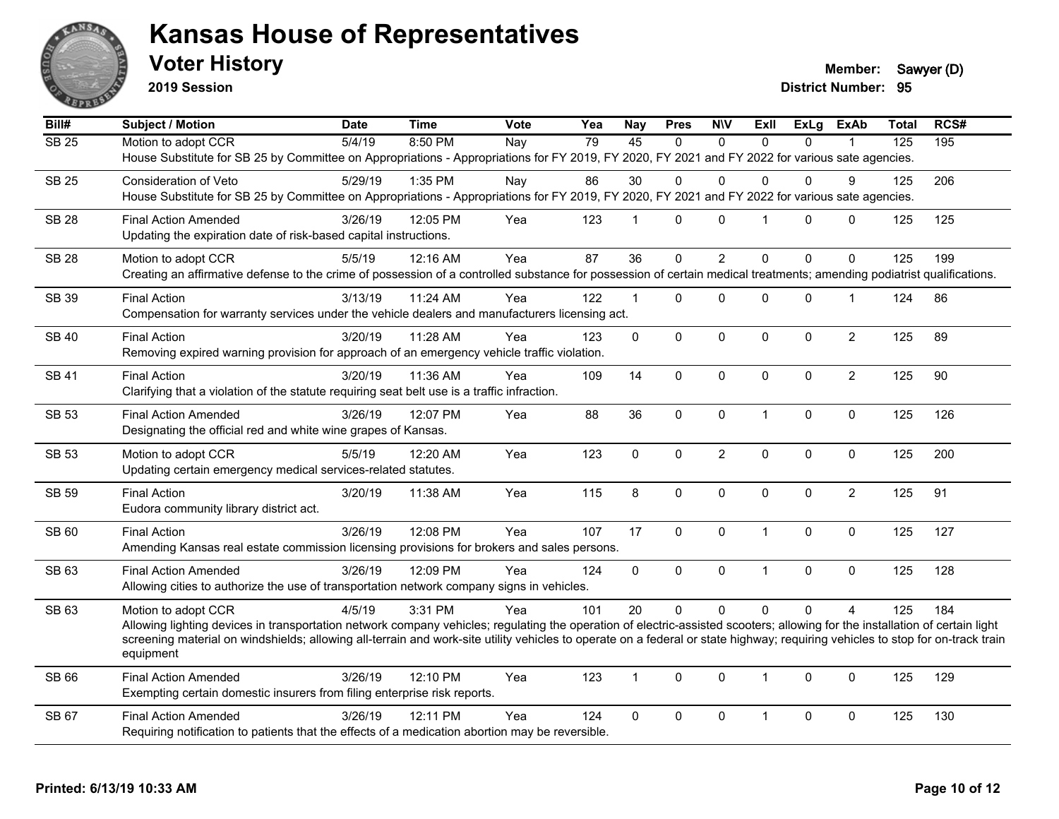# Kansas House of Representatives

## Voter History

**2019 Session**

**Member:** Sawyer (D)
**District Number:** 95

| Bill# | Subject / Motion | Date | Time | Vote | Yea | Nay | Pres | N\V | ExII | ExLg | ExAb | Total | RCS# |
|---|---|---|---|---|---|---|---|---|---|---|---|---|---|
| SB 25 | Motion to adopt CCR | 5/4/19 | 8:50 PM | Nay | 79 | 45 | 0 | 0 | 0 | 0 | 1 | 125 | 195 |
| | House Substitute for SB 25 by Committee on Appropriations - Appropriations for FY 2019, FY 2020, FY 2021 and FY 2022 for various sate agencies. | | | | | | | | | | | | |
| SB 25 | Consideration of Veto | 5/29/19 | 1:35 PM | Nay | 86 | 30 | 0 | 0 | 0 | 0 | 9 | 125 | 206 |
| | House Substitute for SB 25 by Committee on Appropriations - Appropriations for FY 2019, FY 2020, FY 2021 and FY 2022 for various sate agencies. | | | | | | | | | | | | |
| SB 28 | Final Action Amended | 3/26/19 | 12:05 PM | Yea | 123 | 1 | 0 | 0 | 1 | 0 | 0 | 125 | 125 |
| | Updating the expiration date of risk-based capital instructions. | | | | | | | | | | | | |
| SB 28 | Motion to adopt CCR | 5/5/19 | 12:16 AM | Yea | 87 | 36 | 0 | 2 | 0 | 0 | 0 | 125 | 199 |
| | Creating an affirmative defense to the crime of possession of a controlled substance for possession of certain medical treatments; amending podiatrist qualifications. | | | | | | | | | | | | |
| SB 39 | Final Action | 3/13/19 | 11:24 AM | Yea | 122 | 1 | 0 | 0 | 0 | 0 | 1 | 124 | 86 |
| | Compensation for warranty services under the vehicle dealers and manufacturers licensing act. | | | | | | | | | | | | |
| SB 40 | Final Action | 3/20/19 | 11:28 AM | Yea | 123 | 0 | 0 | 0 | 0 | 0 | 2 | 125 | 89 |
| | Removing expired warning provision for approach of an emergency vehicle traffic violation. | | | | | | | | | | | | |
| SB 41 | Final Action | 3/20/19 | 11:36 AM | Yea | 109 | 14 | 0 | 0 | 0 | 0 | 2 | 125 | 90 |
| | Clarifying that a violation of the statute requiring seat belt use is a traffic infraction. | | | | | | | | | | | | |
| SB 53 | Final Action Amended | 3/26/19 | 12:07 PM | Yea | 88 | 36 | 0 | 0 | 1 | 0 | 0 | 125 | 126 |
| | Designating the official red and white wine grapes of Kansas. | | | | | | | | | | | | |
| SB 53 | Motion to adopt CCR | 5/5/19 | 12:20 AM | Yea | 123 | 0 | 0 | 2 | 0 | 0 | 0 | 125 | 200 |
| | Updating certain emergency medical services-related statutes. | | | | | | | | | | | | |
| SB 59 | Final Action | 3/20/19 | 11:38 AM | Yea | 115 | 8 | 0 | 0 | 0 | 0 | 2 | 125 | 91 |
| | Eudora community library district act. | | | | | | | | | | | | |
| SB 60 | Final Action | 3/26/19 | 12:08 PM | Yea | 107 | 17 | 0 | 0 | 1 | 0 | 0 | 125 | 127 |
| | Amending Kansas real estate commission licensing provisions for brokers and sales persons. | | | | | | | | | | | | |
| SB 63 | Final Action Amended | 3/26/19 | 12:09 PM | Yea | 124 | 0 | 0 | 0 | 1 | 0 | 0 | 125 | 128 |
| | Allowing cities to authorize the use of transportation network company signs in vehicles. | | | | | | | | | | | | |
| SB 63 | Motion to adopt CCR | 4/5/19 | 3:31 PM | Yea | 101 | 20 | 0 | 0 | 0 | 0 | 4 | 125 | 184 |
| | Allowing lighting devices in transportation network company vehicles; regulating the operation of electric-assisted scooters; allowing for the installation of certain light screening material on windshields; allowing all-terrain and work-site utility vehicles to operate on a federal or state highway; requiring vehicles to stop for on-track train equipment | | | | | | | | | | | | |
| SB 66 | Final Action Amended | 3/26/19 | 12:10 PM | Yea | 123 | 1 | 0 | 0 | 1 | 0 | 0 | 125 | 129 |
| | Exempting certain domestic insurers from filing enterprise risk reports. | | | | | | | | | | | | |
| SB 67 | Final Action Amended | 3/26/19 | 12:11 PM | Yea | 124 | 0 | 0 | 0 | 1 | 0 | 0 | 125 | 130 |
| | Requiring notification to patients that the effects of a medication abortion may be reversible. | | | | | | | | | | | | |

Printed: 6/13/19 10:33 AM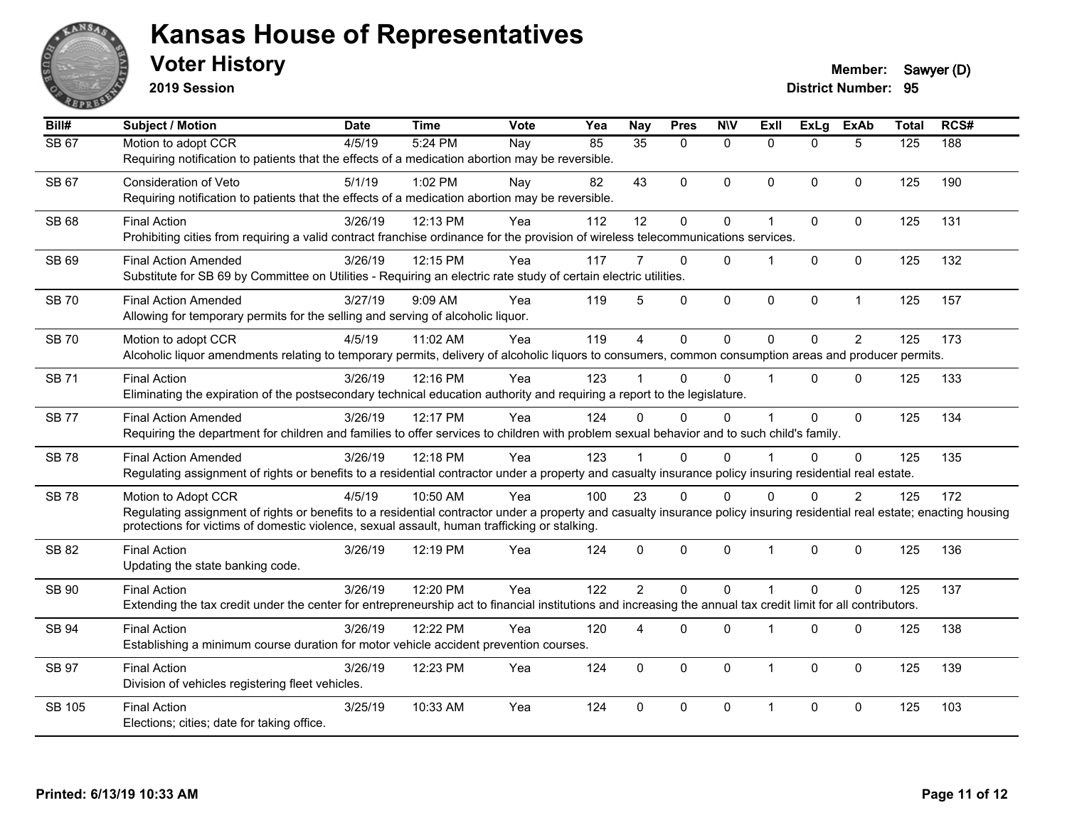# Kansas House of Representatives

## Voter History

**2019 Session**

**Member:** Sawyer (D)
**District Number:** 95

| Bill# | Subject / Motion | Date | Time | Vote | Yea | Nay | Pres | N\V | ExIl | ExLg | ExAb | Total | RCS# |
|---|---|---|---|---|---|---|---|---|---|---|---|---|---|
| SB 67 | Motion to adopt CCR<br>Requiring notification to patients that the effects of a medication abortion may be reversible. | 4/5/19 | 5:24 PM | Nay | 85 | 35 | 0 | 0 | 0 | 0 | 5 | 125 | 188 |
| SB 67 | Consideration of Veto<br>Requiring notification to patients that the effects of a medication abortion may be reversible. | 5/1/19 | 1:02 PM | Nay | 82 | 43 | 0 | 0 | 0 | 0 | 0 | 125 | 190 |
| SB 68 | Final Action<br>Prohibiting cities from requiring a valid contract franchise ordinance for the provision of wireless telecommunications services. | 3/26/19 | 12:13 PM | Yea | 112 | 12 | 0 | 0 | 1 | 0 | 0 | 125 | 131 |
| SB 69 | Final Action Amended<br>Substitute for SB 69 by Committee on Utilities - Requiring an electric rate study of certain electric utilities. | 3/26/19 | 12:15 PM | Yea | 117 | 7 | 0 | 0 | 1 | 0 | 0 | 125 | 132 |
| SB 70 | Final Action Amended<br>Allowing for temporary permits for the selling and serving of alcoholic liquor. | 3/27/19 | 9:09 AM | Yea | 119 | 5 | 0 | 0 | 0 | 0 | 1 | 125 | 157 |
| SB 70 | Motion to adopt CCR<br>Alcoholic liquor amendments relating to temporary permits, delivery of alcoholic liquors to consumers, common consumption areas and producer permits. | 4/5/19 | 11:02 AM | Yea | 119 | 4 | 0 | 0 | 0 | 0 | 2 | 125 | 173 |
| SB 71 | Final Action<br>Eliminating the expiration of the postsecondary technical education authority and requiring a report to the legislature. | 3/26/19 | 12:16 PM | Yea | 123 | 1 | 0 | 0 | 1 | 0 | 0 | 125 | 133 |
| SB 77 | Final Action Amended<br>Requiring the department for children and families to offer services to children with problem sexual behavior and to such child's family. | 3/26/19 | 12:17 PM | Yea | 124 | 0 | 0 | 0 | 1 | 0 | 0 | 125 | 134 |
| SB 78 | Final Action Amended<br>Regulating assignment of rights or benefits to a residential contractor under a property and casualty insurance policy insuring residential real estate. | 3/26/19 | 12:18 PM | Yea | 123 | 1 | 0 | 0 | 1 | 0 | 0 | 125 | 135 |
| SB 78 | Motion to Adopt CCR<br>Regulating assignment of rights or benefits to a residential contractor under a property and casualty insurance policy insuring residential real estate; enacting housing protections for victims of domestic violence, sexual assault, human trafficking or stalking. | 4/5/19 | 10:50 AM | Yea | 100 | 23 | 0 | 0 | 0 | 0 | 2 | 125 | 172 |
| SB 82 | Final Action<br>Updating the state banking code. | 3/26/19 | 12:19 PM | Yea | 124 | 0 | 0 | 0 | 1 | 0 | 0 | 125 | 136 |
| SB 90 | Final Action<br>Extending the tax credit under the center for entrepreneurship act to financial institutions and increasing the annual tax credit limit for all contributors. | 3/26/19 | 12:20 PM | Yea | 122 | 2 | 0 | 0 | 1 | 0 | 0 | 125 | 137 |
| SB 94 | Final Action<br>Establishing a minimum course duration for motor vehicle accident prevention courses. | 3/26/19 | 12:22 PM | Yea | 120 | 4 | 0 | 0 | 1 | 0 | 0 | 125 | 138 |
| SB 97 | Final Action<br>Division of vehicles registering fleet vehicles. | 3/26/19 | 12:23 PM | Yea | 124 | 0 | 0 | 0 | 1 | 0 | 0 | 125 | 139 |
| SB 105 | Final Action<br>Elections; cities; date for taking office. | 3/25/19 | 10:33 AM | Yea | 124 | 0 | 0 | 0 | 1 | 0 | 0 | 125 | 103 |

**Printed: 6/13/19 10:33 AM**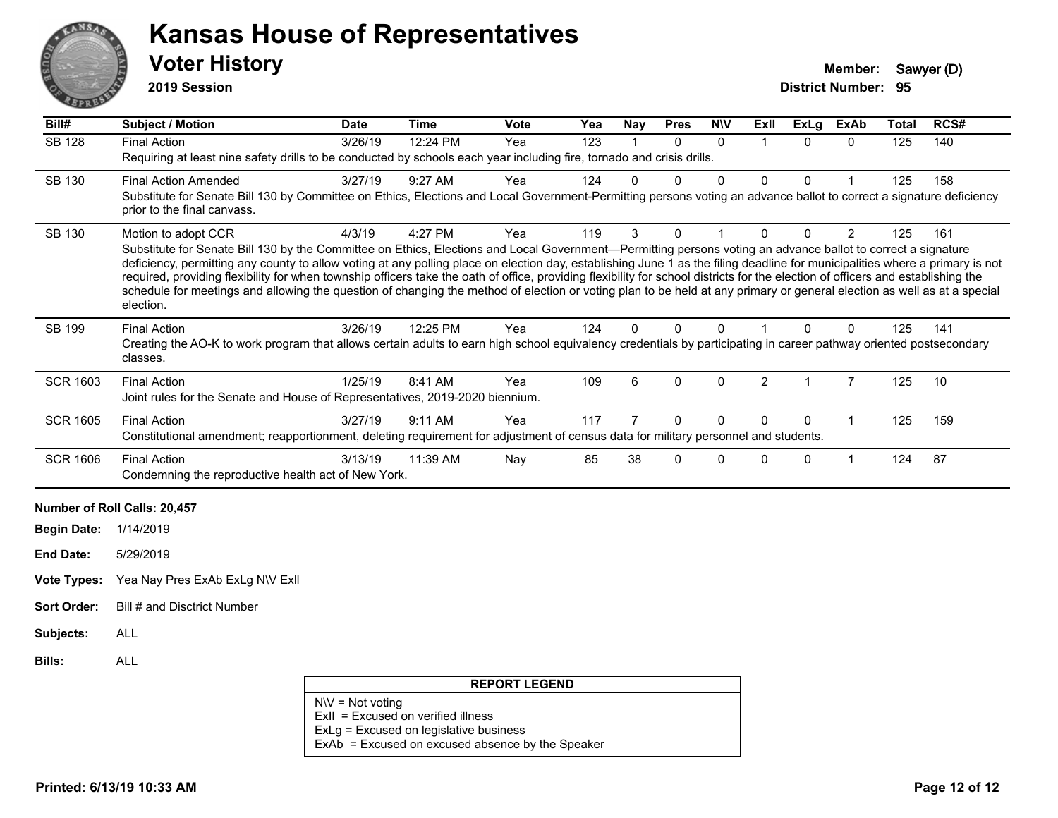# Kansas House of Representatives

## Voter History

**2019 Session**

**Member:** Sawyer (D)
**District Number:** 95

| Bill# | Subject / Motion | Date | Time | Vote | Yea | Nay | Pres | N\V | ExIl | ExLg | ExAb | Total | RCS# |
|---|---|---|---|---|---|---|---|---|---|---|---|---|---|
| SB 128 | Final Action | 3/26/19 | 12:24 PM | Yea | 123 | 1 | 0 | 0 | 1 | 0 | 0 | 125 | 140 |
| | Requiring at least nine safety drills to be conducted by schools each year including fire, tornado and crisis drills. | | | | | | | | | | | | |
| SB 130 | Final Action Amended | 3/27/19 | 9:27 AM | Yea | 124 | 0 | 0 | 0 | 0 | 0 | 1 | 125 | 158 |
| | Substitute for Senate Bill 130 by Committee on Ethics, Elections and Local Government-Permitting persons voting an advance ballot to correct a signature deficiency prior to the final canvass. | | | | | | | | | | | | |
| SB 130 | Motion to adopt CCR | 4/3/19 | 4:27 PM | Yea | 119 | 3 | 0 | 1 | 0 | 0 | 2 | 125 | 161 |
| | Substitute for Senate Bill 130 by the Committee on Ethics, Elections and Local Government—Permitting persons voting an advance ballot to correct a signature deficiency, permitting any county to allow voting at any polling place on election day, establishing June 1 as the filing deadline for municipalities where a primary is not required, providing flexibility for when township officers take the oath of office, providing flexibility for school districts for the election of officers and establishing the schedule for meetings and allowing the question of changing the method of election or voting plan to be held at any primary or general election as well as at a special election. | | | | | | | | | | | | |
| SB 199 | Final Action | 3/26/19 | 12:25 PM | Yea | 124 | 0 | 0 | 0 | 1 | 0 | 0 | 125 | 141 |
| | Creating the AO-K to work program that allows certain adults to earn high school equivalency credentials by participating in career pathway oriented postsecondary classes. | | | | | | | | | | | | |
| SCR 1603 | Final Action | 1/25/19 | 8:41 AM | Yea | 109 | 6 | 0 | 0 | 2 | 1 | 7 | 125 | 10 |
| | Joint rules for the Senate and House of Representatives, 2019-2020 biennium. | | | | | | | | | | | | |
| SCR 1605 | Final Action | 3/27/19 | 9:11 AM | Yea | 117 | 7 | 0 | 0 | 0 | 0 | 1 | 125 | 159 |
| | Constitutional amendment; reapportionment, deleting requirement for adjustment of census data for military personnel and students. | | | | | | | | | | | | |
| SCR 1606 | Final Action | 3/13/19 | 11:39 AM | Nay | 85 | 38 | 0 | 0 | 0 | 0 | 1 | 124 | 87 |
| | Condemning the reproductive health act of New York. | | | | | | | | | | | | |

**Number of Roll Calls: 20,457**

**Begin Date:** 1/14/2019

**End Date:** 5/29/2019

**Vote Types:** Yea Nay Pres ExAb ExLg N\V ExIl

**Sort Order:** Bill # and Disctrict Number

**Subjects:** ALL

**Bills:** ALL

**REPORT LEGEND**

N\V = Not voting
ExIl = Excused on verified illness
ExLg = Excused on legislative business
ExAb = Excused on excused absence by the Speaker

**Printed: 6/13/19 10:33 AM**